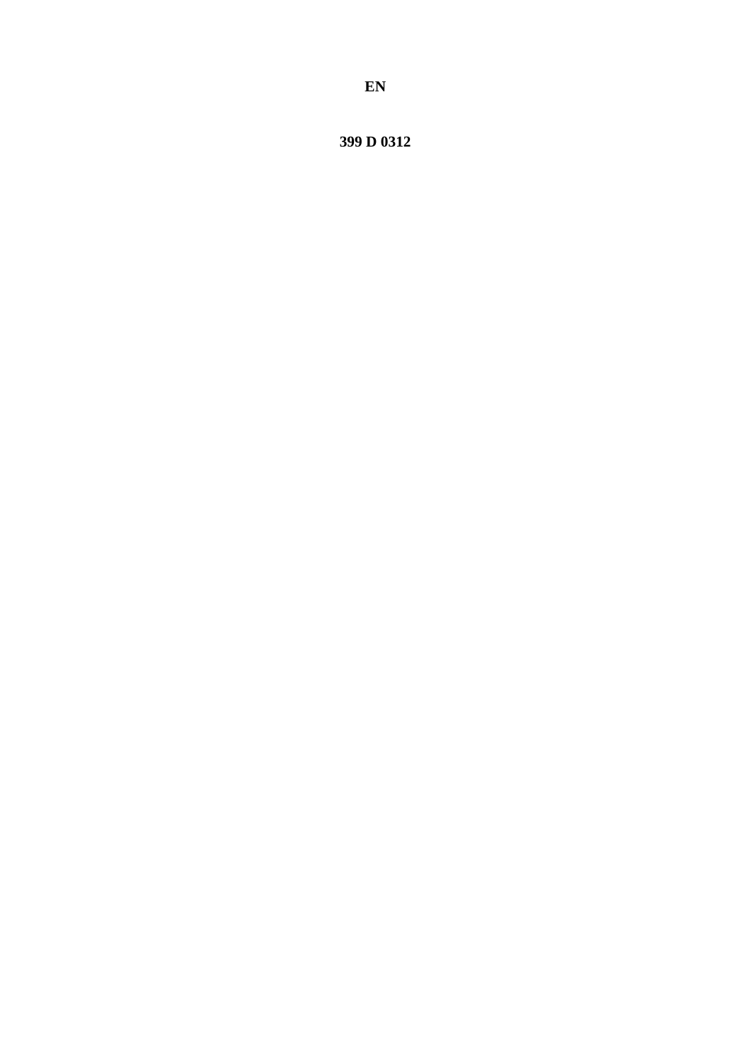**EN**

**399 D 0312**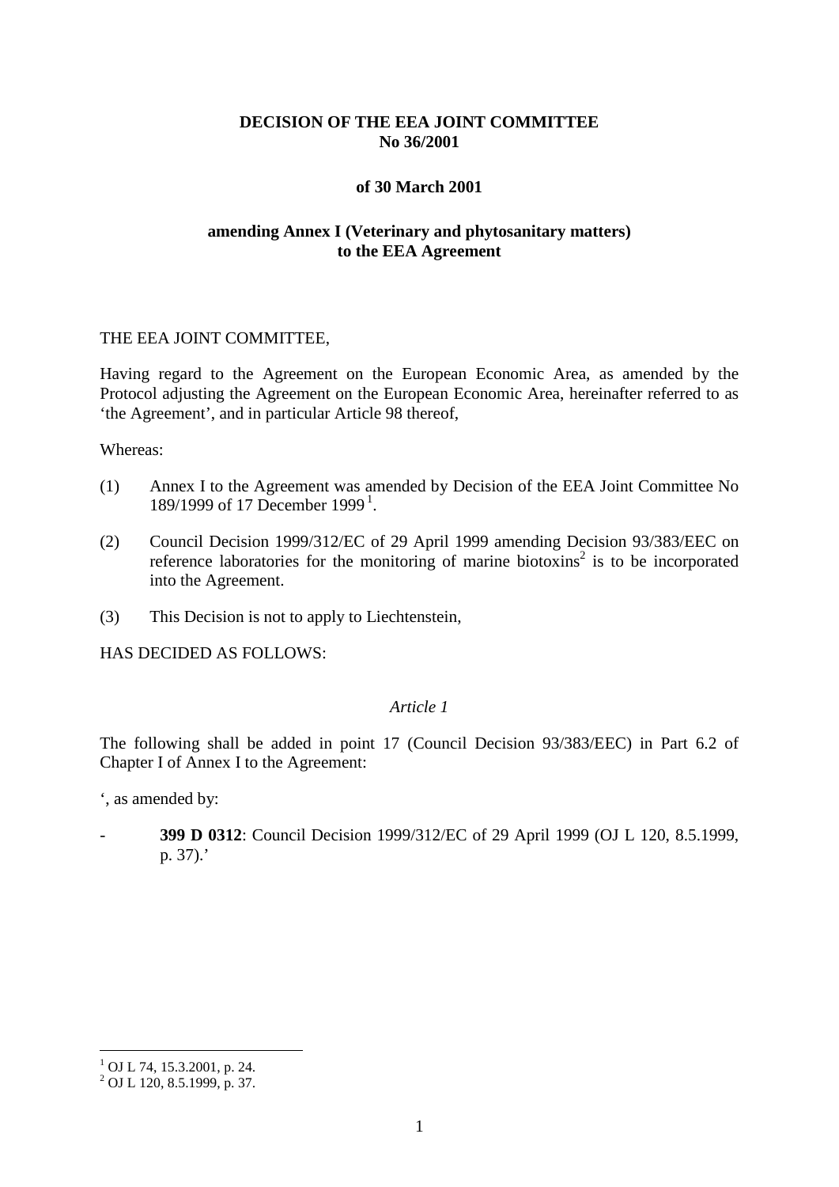**DECISION OF THE EEA JOINT COMMITTEE**
**No 36/2001**

**of 30 March 2001**

**amending Annex I (Veterinary and phytosanitary matters)**
**to the EEA Agreement**

THE EEA JOINT COMMITTEE,

Having regard to the Agreement on the European Economic Area, as amended by the Protocol adjusting the Agreement on the European Economic Area, hereinafter referred to as 'the Agreement', and in particular Article 98 thereof,

Whereas:

(1) Annex I to the Agreement was amended by Decision of the EEA Joint Committee No 189/1999 of 17 December 1999 [1].

(2) Council Decision 1999/312/EC of 29 April 1999 amending Decision 93/383/EEC on reference laboratories for the monitoring of marine biotoxins[2] is to be incorporated into the Agreement.

(3) This Decision is not to apply to Liechtenstein,

HAS DECIDED AS FOLLOWS:

*Article 1*

The following shall be added in point 17 (Council Decision 93/383/EEC) in Part 6.2 of Chapter I of Annex I to the Agreement:

', as amended by:

- **399 D 0312**: Council Decision 1999/312/EC of 29 April 1999 (OJ L 120, 8.5.1999, p. 37).'

---

[1] OJ L 74, 15.3.2001, p. 24.
[2] OJ L 120, 8.5.1999, p. 37.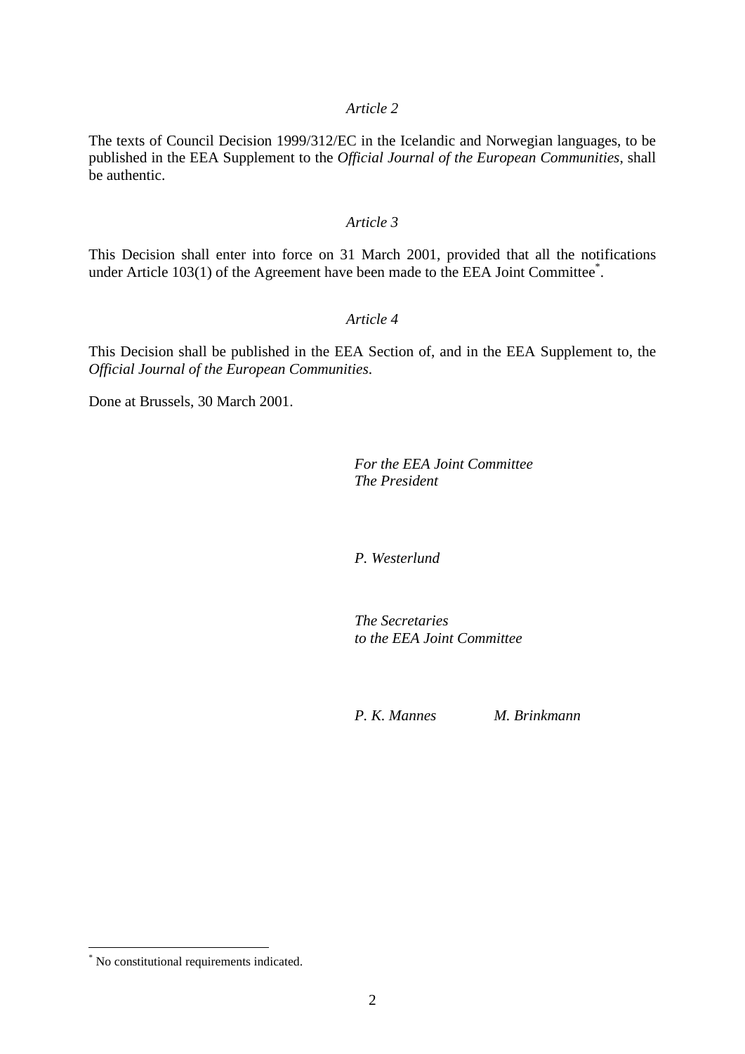*Article 2*

The texts of Council Decision 1999/312/EC in the Icelandic and Norwegian languages, to be published in the EEA Supplement to the *Official Journal of the European Communities*, shall be authentic.

*Article 3*

This Decision shall enter into force on 31 March 2001, provided that all the notifications under Article 103(1) of the Agreement have been made to the EEA Joint Committee[*].

*Article 4*

This Decision shall be published in the EEA Section of, and in the EEA Supplement to, the *Official Journal of the European Communities*.

Done at Brussels, 30 March 2001.

*For the EEA Joint Committee*
*The President*

*P. Westerlund*

*The Secretaries*
*to the EEA Joint Committee*

*P. K. Mannes* *M. Brinkmann*

---

[*] No constitutional requirements indicated.